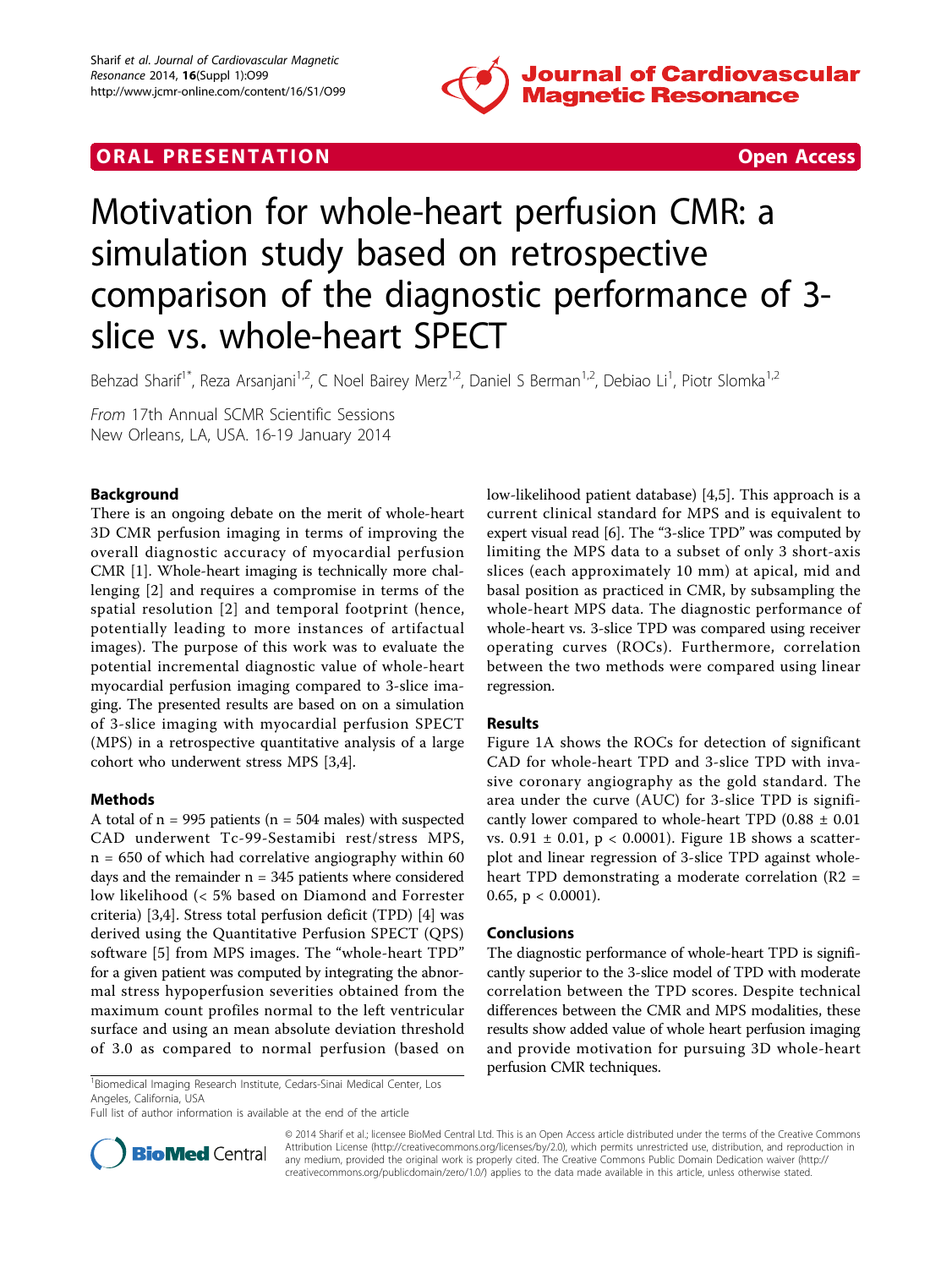**ORAL PRESENTATION** **Open Access**

# Motivation for whole-heart perfusion CMR: a simulation study based on retrospective comparison of the diagnostic performance of 3-slice vs. whole-heart SPECT

Behzad Sharif[1*], Reza Arsanjani[1,2], C Noel Bairey Merz[1,2], Daniel S Berman[1,2], Debiao Li[1], Piotr Slomka[1,2]

*From* 17th Annual SCMR Scientific Sessions
New Orleans, LA, USA. 16-19 January 2014

## Background

There is an ongoing debate on the merit of whole-heart 3D CMR perfusion imaging in terms of improving the overall diagnostic accuracy of myocardial perfusion CMR [1]. Whole-heart imaging is technically more challenging [2] and requires a compromise in terms of the spatial resolution [2] and temporal footprint (hence, potentially leading to more instances of artifactual images). The purpose of this work was to evaluate the potential incremental diagnostic value of whole-heart myocardial perfusion imaging compared to 3-slice imaging. The presented results are based on on a simulation of 3-slice imaging with myocardial perfusion SPECT (MPS) in a retrospective quantitative analysis of a large cohort who underwent stress MPS [3,4].

## Methods

A total of n = 995 patients (n = 504 males) with suspected CAD underwent Tc-99-Sestamibi rest/stress MPS, n = 650 of which had correlative angiography within 60 days and the remainder n = 345 patients where considered low likelihood (< 5% based on Diamond and Forrester criteria) [3,4]. Stress total perfusion deficit (TPD) [4] was derived using the Quantitative Perfusion SPECT (QPS) software [5] from MPS images. The "whole-heart TPD" for a given patient was computed by integrating the abnormal stress hypoperfusion severities obtained from the maximum count profiles normal to the left ventricular surface and using an mean absolute deviation threshold of 3.0 as compared to normal perfusion (based on low-likelihood patient database) [4,5]. This approach is a current clinical standard for MPS and is equivalent to expert visual read [6]. The "3-slice TPD" was computed by limiting the MPS data to a subset of only 3 short-axis slices (each approximately 10 mm) at apical, mid and basal position as practiced in CMR, by subsampling the whole-heart MPS data. The diagnostic performance of whole-heart vs. 3-slice TPD was compared using receiver operating curves (ROCs). Furthermore, correlation between the two methods were compared using linear regression.

## Results

Figure 1A shows the ROCs for detection of significant CAD for whole-heart TPD and 3-slice TPD with invasive coronary angiography as the gold standard. The area under the curve (AUC) for 3-slice TPD is significantly lower compared to whole-heart TPD (0.88 ± 0.01 vs. 0.91 ± 0.01, $p < 0.0001$). Figure 1B shows a scatterplot and linear regression of 3-slice TPD against whole-heart TPD demonstrating a moderate correlation ($R2 = 0.65$, $p < 0.0001$).

## Conclusions

The diagnostic performance of whole-heart TPD is significantly superior to the 3-slice model of TPD with moderate correlation between the TPD scores. Despite technical differences between the CMR and MPS modalities, these results show added value of whole heart perfusion imaging and provide motivation for pursuing 3D whole-heart perfusion CMR techniques.

[1]Biomedical Imaging Research Institute, Cedars-Sinai Medical Center, Los Angeles, California, USA
Full list of author information is available at the end of the article

© 2014 Sharif et al.; licensee BioMed Central Ltd. This is an Open Access article distributed under the terms of the Creative Commons Attribution License (http://creativecommons.org/licenses/by/2.0), which permits unrestricted use, distribution, and reproduction in any medium, provided the original work is properly cited. The Creative Commons Public Domain Dedication waiver (http://creativecommons.org/publicdomain/zero/1.0/) applies to the data made available in this article, unless otherwise stated.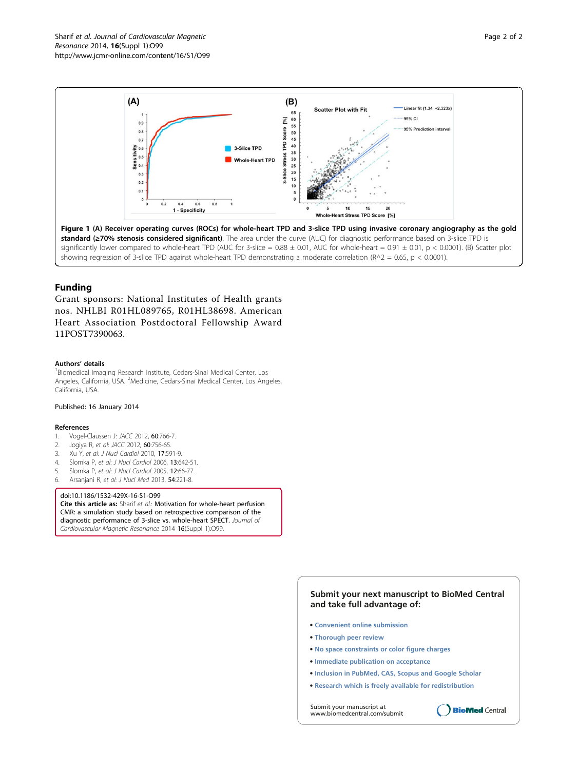(A)

Sensitivity

1 - Specificity

3-Slice TPD

Whole-Heart TPD

(B)

Scatter Plot with Fit

Linear fit (1.34 +2.323x)

95% CI

95% Prediction interval

3-Slice Stress TPD Score [%]

Whole-Heart Stress TPD Score [%]

**Figure 1 (A) Receiver operating curves (ROCs) for whole-heart TPD and 3-slice TPD using invasive coronary angiography as the gold standard (≥70% stenosis considered significant)**. The area under the curve (AUC) for diagnostic performance based on 3-slice TPD is significantly lower compared to whole-heart TPD (AUC for 3-slice = 0.88 ± 0.01, AUC for whole-heart = 0.91 ± 0.01, $p < 0.0001$). (B) Scatter plot showing regression of 3-slice TPD against whole-heart TPD demonstrating a moderate correlation ($R^2 = 0.65$, $p < 0.0001$).

## Funding

Grant sponsors: National Institutes of Health grants nos. NHLBI R01HL089765, R01HL38698. American Heart Association Postdoctoral Fellowship Award 11POST7390063.

### Authors' details

[1]Biomedical Imaging Research Institute, Cedars-Sinai Medical Center, Los Angeles, California, USA. [2]Medicine, Cedars-Sinai Medical Center, Los Angeles, California, USA.

Published: 16 January 2014

### References

1. Vogel-Claussen J: *JACC* 2012, **60**:766-7.
2. Jogiya R, *et al*: *JACC* 2012, **60**:756-65.
3. Xu Y, *et al*: *J Nucl Cardiol* 2010, **17**:591-9.
4. Slomka P, *et al*: *J Nucl Cardiol* 2006, **13**:642-51.
5. Slomka P, *et al*: *J Nucl Cardiol* 2005, **12**:66-77.
6. Arsanjani R, *et al*: *J Nucl Med* 2013, **54**:221-8.

doi:10.1186/1532-429X-16-S1-O99

**Cite this article as:** Sharif *et al.*: Motivation for whole-heart perfusion CMR: a simulation study based on retrospective comparison of the diagnostic performance of 3-slice vs. whole-heart SPECT. *Journal of Cardiovascular Magnetic Resonance* 2014 **16**(Suppl 1):O99.

**Submit your next manuscript to BioMed Central and take full advantage of:**

- Convenient online submission
- Thorough peer review
- No space constraints or color figure charges
- Immediate publication on acceptance
- Inclusion in PubMed, CAS, Scopus and Google Scholar
- Research which is freely available for redistribution

Submit your manuscript at www.biomedcentral.com/submit

BioMed Central